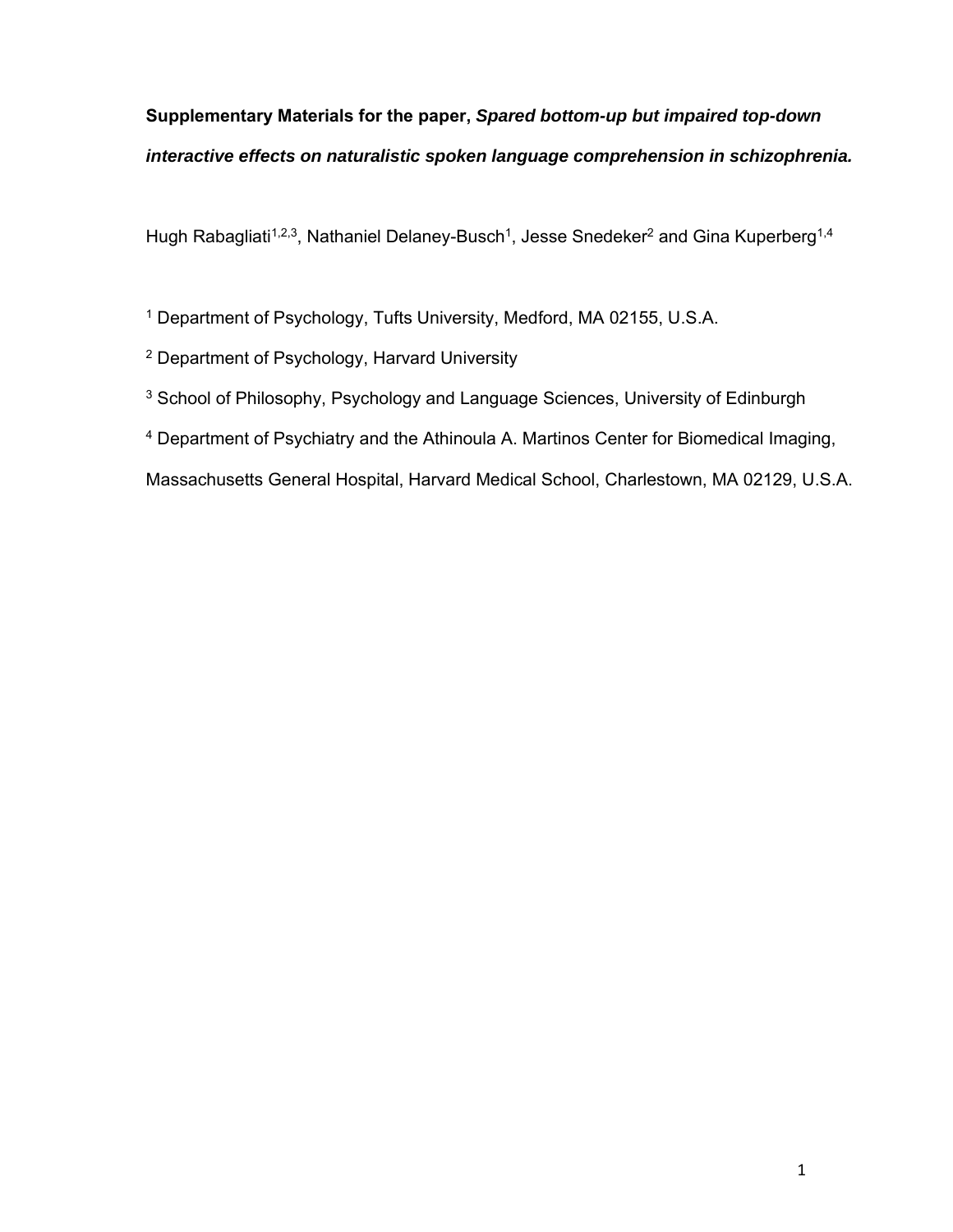**Supplementary Materials for the paper, *Spared bottom-up but impaired top-down interactive effects on naturalistic spoken language comprehension in schizophrenia.***

Hugh Rabagliati[1,2,3], Nathaniel Delaney-Busch[1], Jesse Snedeker[2] and Gina Kuperberg[1,4]

[1] Department of Psychology, Tufts University, Medford, MA 02155, U.S.A.

[2] Department of Psychology, Harvard University

[3] School of Philosophy, Psychology and Language Sciences, University of Edinburgh

[4] Department of Psychiatry and the Athinoula A. Martinos Center for Biomedical Imaging, Massachusetts General Hospital, Harvard Medical School, Charlestown, MA 02129, U.S.A.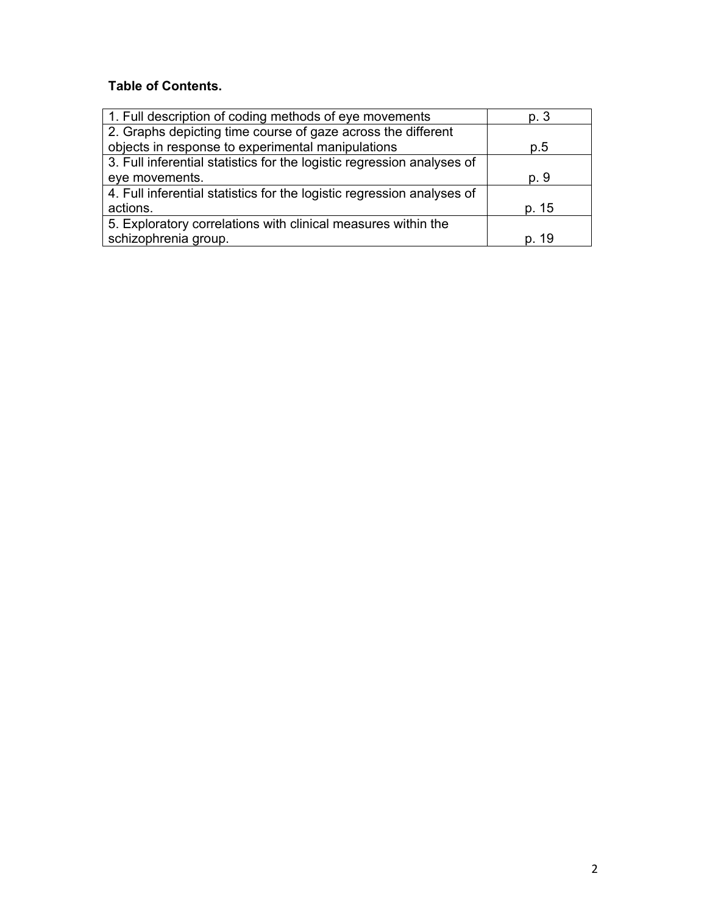**Table of Contents.**

| | |
|---|---|
| 1. Full description of coding methods of eye movements | p. 3 |
| 2. Graphs depicting time course of gaze across the different objects in response to experimental manipulations | p.5 |
| 3. Full inferential statistics for the logistic regression analyses of eye movements. | p. 9 |
| 4. Full inferential statistics for the logistic regression analyses of actions. | p. 15 |
| 5. Exploratory correlations with clinical measures within the schizophrenia group. | p. 19 |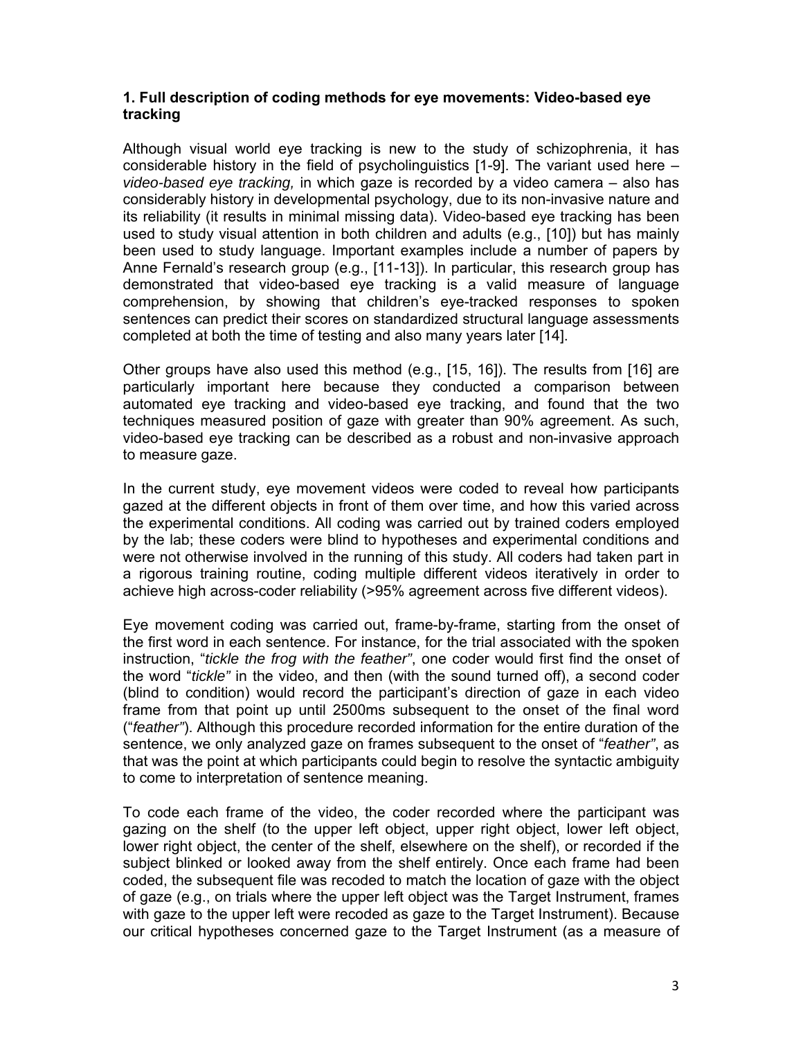### 1. Full description of coding methods for eye movements: Video-based eye tracking

Although visual world eye tracking is new to the study of schizophrenia, it has considerable history in the field of psycholinguistics [1-9]. The variant used here – *video-based eye tracking,* in which gaze is recorded by a video camera – also has considerably history in developmental psychology, due to its non-invasive nature and its reliability (it results in minimal missing data). Video-based eye tracking has been used to study visual attention in both children and adults (e.g., [10]) but has mainly been used to study language. Important examples include a number of papers by Anne Fernald's research group (e.g., [11-13]). In particular, this research group has demonstrated that video-based eye tracking is a valid measure of language comprehension, by showing that children's eye-tracked responses to spoken sentences can predict their scores on standardized structural language assessments completed at both the time of testing and also many years later [14].

Other groups have also used this method (e.g., [15, 16]). The results from [16] are particularly important here because they conducted a comparison between automated eye tracking and video-based eye tracking, and found that the two techniques measured position of gaze with greater than 90% agreement. As such, video-based eye tracking can be described as a robust and non-invasive approach to measure gaze.

In the current study, eye movement videos were coded to reveal how participants gazed at the different objects in front of them over time, and how this varied across the experimental conditions. All coding was carried out by trained coders employed by the lab; these coders were blind to hypotheses and experimental conditions and were not otherwise involved in the running of this study. All coders had taken part in a rigorous training routine, coding multiple different videos iteratively in order to achieve high across-coder reliability (>95% agreement across five different videos).

Eye movement coding was carried out, frame-by-frame, starting from the onset of the first word in each sentence. For instance, for the trial associated with the spoken instruction, "*tickle the frog with the feather"*, one coder would first find the onset of the word "*tickle"* in the video, and then (with the sound turned off), a second coder (blind to condition) would record the participant's direction of gaze in each video frame from that point up until 2500ms subsequent to the onset of the final word ("*feather"*). Although this procedure recorded information for the entire duration of the sentence, we only analyzed gaze on frames subsequent to the onset of "*feather"*, as that was the point at which participants could begin to resolve the syntactic ambiguity to come to interpretation of sentence meaning.

To code each frame of the video, the coder recorded where the participant was gazing on the shelf (to the upper left object, upper right object, lower left object, lower right object, the center of the shelf, elsewhere on the shelf), or recorded if the subject blinked or looked away from the shelf entirely. Once each frame had been coded, the subsequent file was recoded to match the location of gaze with the object of gaze (e.g., on trials where the upper left object was the Target Instrument, frames with gaze to the upper left were recoded as gaze to the Target Instrument). Because our critical hypotheses concerned gaze to the Target Instrument (as a measure of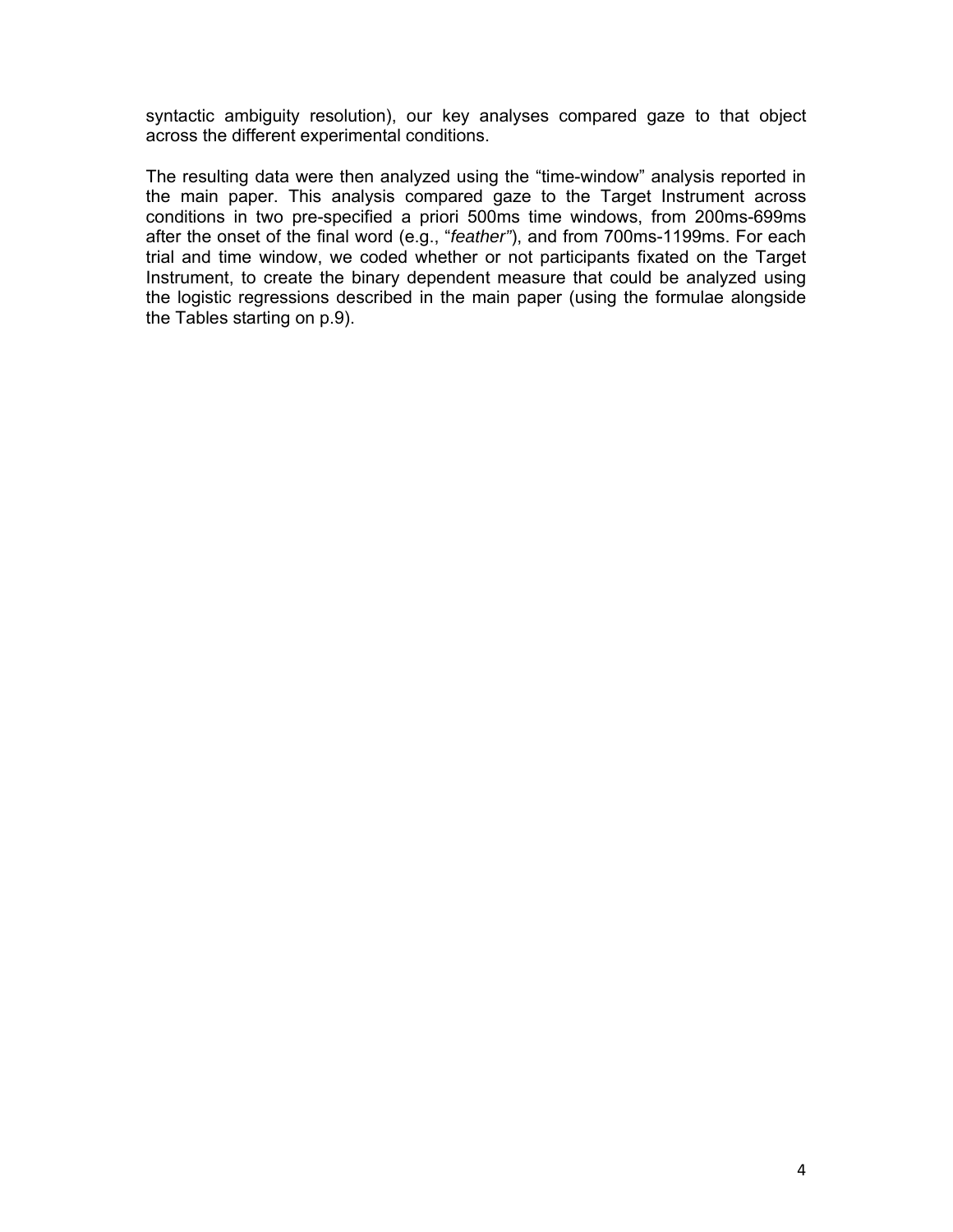syntactic ambiguity resolution), our key analyses compared gaze to that object across the different experimental conditions.

The resulting data were then analyzed using the “time-window” analysis reported in the main paper. This analysis compared gaze to the Target Instrument across conditions in two pre-specified a priori 500ms time windows, from 200ms-699ms after the onset of the final word (e.g., “*feather”*), and from 700ms-1199ms. For each trial and time window, we coded whether or not participants fixated on the Target Instrument, to create the binary dependent measure that could be analyzed using the logistic regressions described in the main paper (using the formulae alongside the Tables starting on p.9).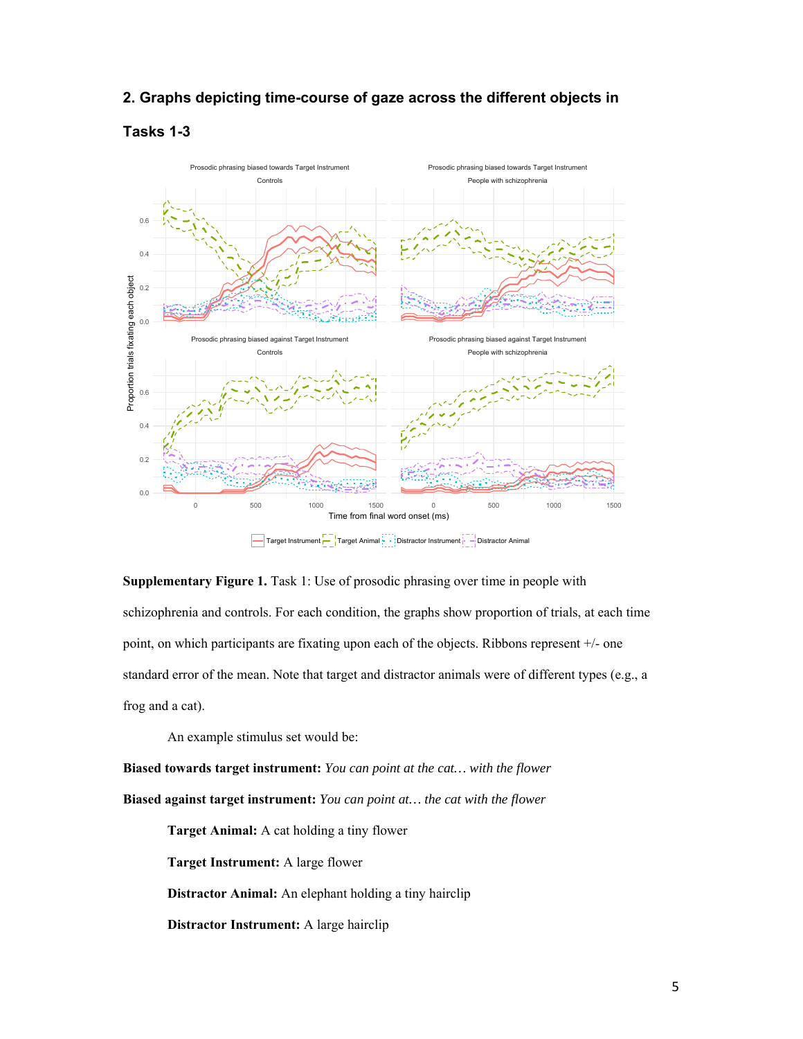## 2. Graphs depicting time-course of gaze across the different objects in Tasks 1-3

**Supplementary Figure 1.** Task 1: Use of prosodic phrasing over time in people with schizophrenia and controls. For each condition, the graphs show proportion of trials, at each time point, on which participants are fixating upon each of the objects. Ribbons represent +/- one standard error of the mean. Note that target and distractor animals were of different types (e.g., a frog and a cat).

An example stimulus set would be:

**Biased towards target instrument:** *You can point at the cat… with the flower*

**Biased against target instrument:** *You can point at… the cat with the flower*

**Target Animal:** A cat holding a tiny flower

**Target Instrument:** A large flower

**Distractor Animal:** An elephant holding a tiny hairclip

**Distractor Instrument:** A large hairclip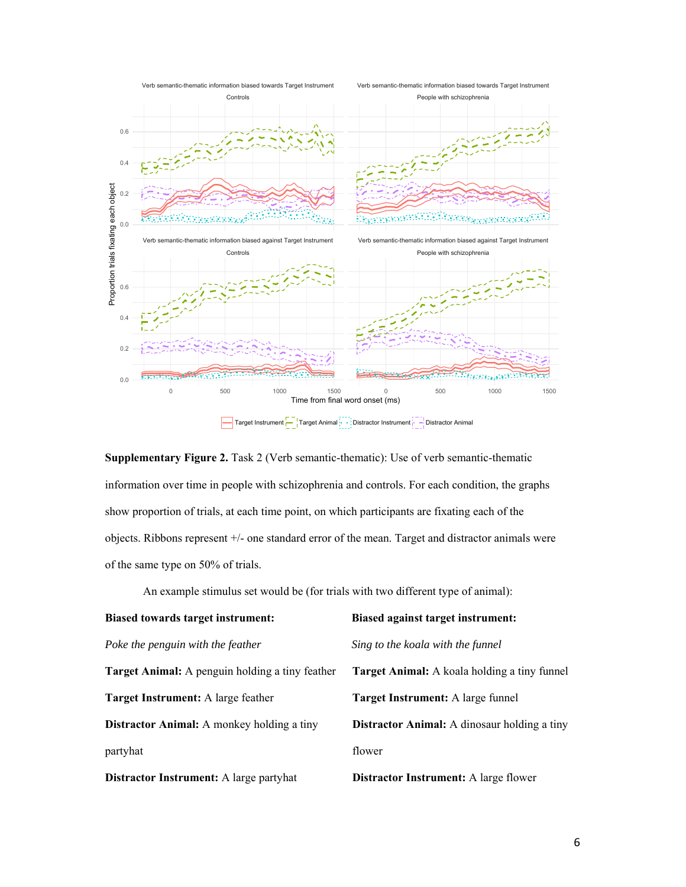**Supplementary Figure 2.** Task 2 (Verb semantic-thematic): Use of verb semantic-thematic information over time in people with schizophrenia and controls. For each condition, the graphs show proportion of trials, at each time point, on which participants are fixating each of the objects. Ribbons represent +/- one standard error of the mean. Target and distractor animals were of the same type on 50% of trials.

An example stimulus set would be (for trials with two different type of animal):

| **Biased towards target instrument:** | **Biased against target instrument:** |
| --- | --- |
| *Poke the penguin with the feather* | *Sing to the koala with the funnel* |
| **Target Animal:** A penguin holding a tiny feather | **Target Animal:** A koala holding a tiny funnel |
| **Target Instrument:** A large feather | **Target Instrument:** A large funnel |
| **Distractor Animal:** A monkey holding a tiny partyhat | **Distractor Animal:** A dinosaur holding a tiny flower |
| **Distractor Instrument:** A large partyhat | **Distractor Instrument:** A large flower |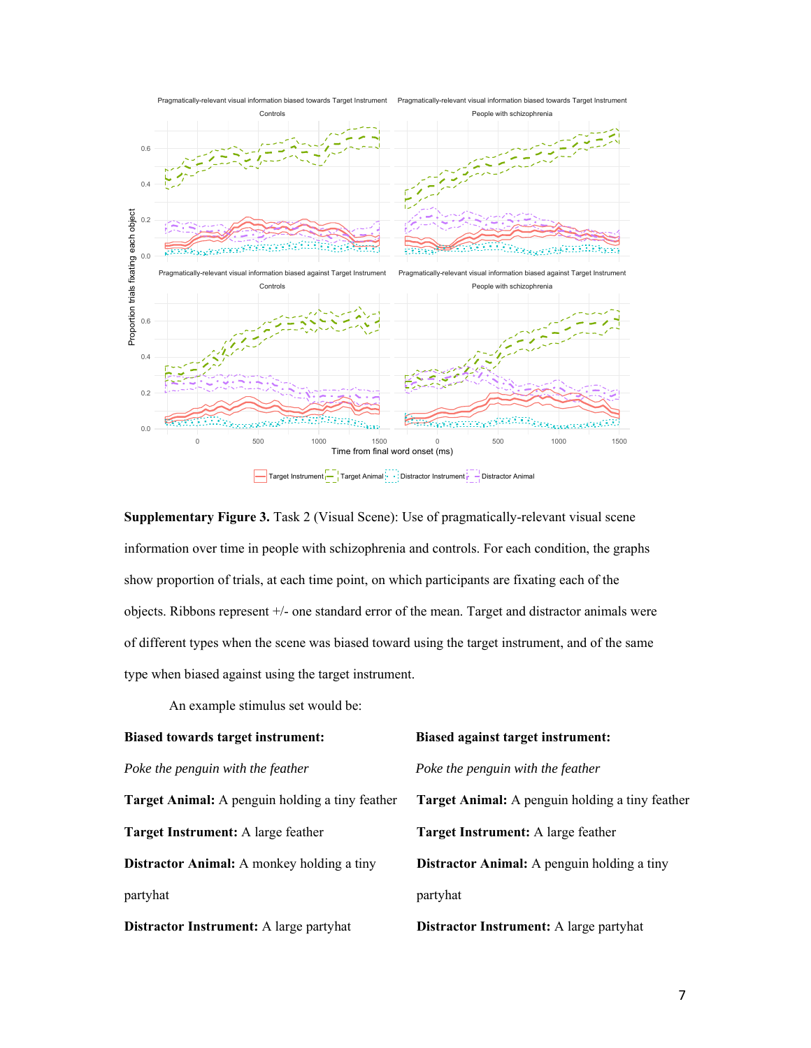**Supplementary Figure 3.** Task 2 (Visual Scene): Use of pragmatically-relevant visual scene information over time in people with schizophrenia and controls. For each condition, the graphs show proportion of trials, at each time point, on which participants are fixating each of the objects. Ribbons represent +/- one standard error of the mean. Target and distractor animals were of different types when the scene was biased toward using the target instrument, and of the same type when biased against using the target instrument.

An example stimulus set would be:

| **Biased towards target instrument:** | **Biased against target instrument:** |
|---|---|
| *Poke the penguin with the feather* | *Poke the penguin with the feather* |
| **Target Animal:** A penguin holding a tiny feather | **Target Animal:** A penguin holding a tiny feather |
| **Target Instrument:** A large feather | **Target Instrument:** A large feather |
| **Distractor Animal:** A monkey holding a tiny partyhat | **Distractor Animal:** A penguin holding a tiny partyhat |
| **Distractor Instrument:** A large partyhat | **Distractor Instrument:** A large partyhat |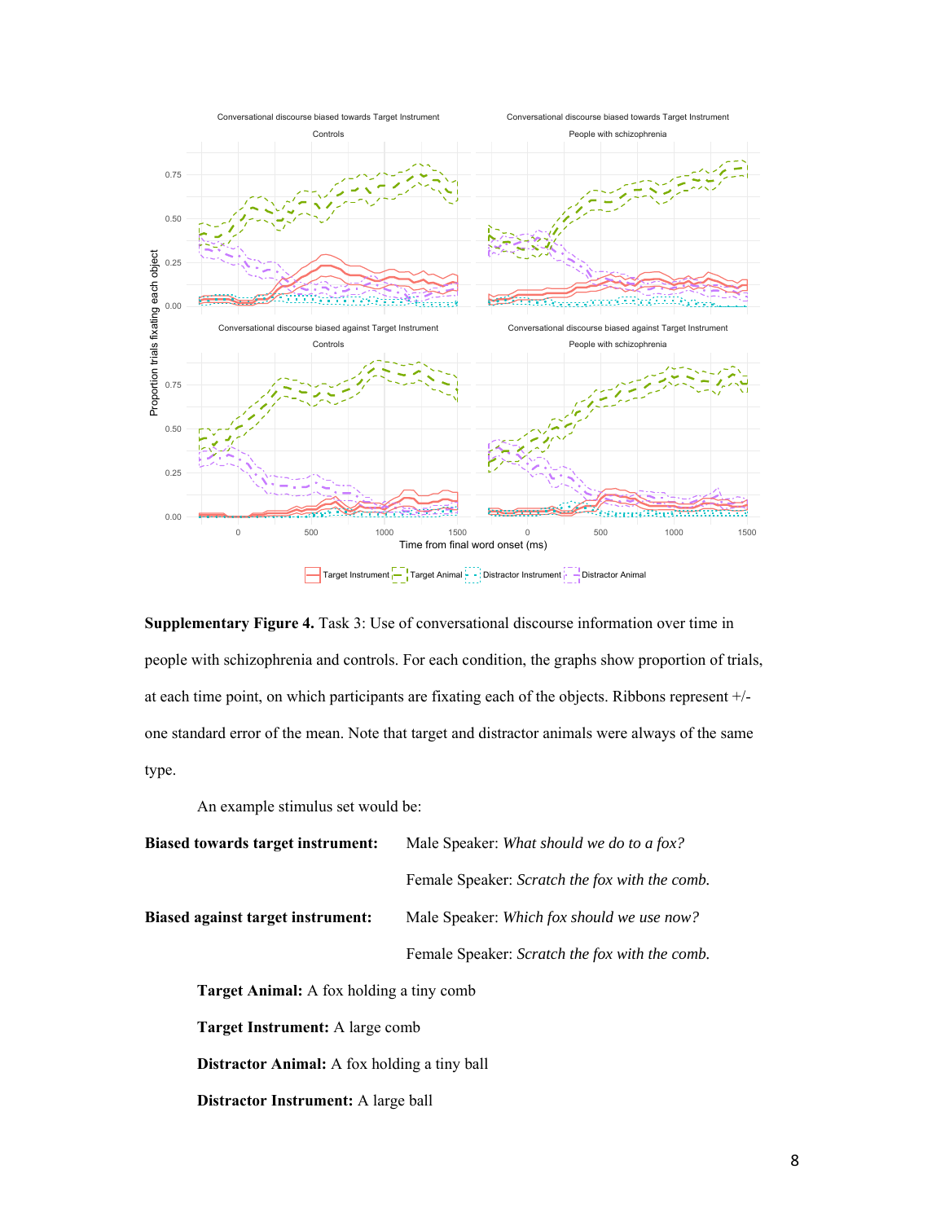**Supplementary Figure 4.** Task 3: Use of conversational discourse information over time in people with schizophrenia and controls. For each condition, the graphs show proportion of trials, at each time point, on which participants are fixating each of the objects. Ribbons represent +/- one standard error of the mean. Note that target and distractor animals were always of the same type.

An example stimulus set would be:

**Biased towards target instrument:** Male Speaker: *What should we do to a fox?*

Female Speaker: *Scratch the fox with the comb.*

**Biased against target instrument:** Male Speaker: *Which fox should we use now?*

Female Speaker: *Scratch the fox with the comb.*

**Target Animal:** A fox holding a tiny comb

**Target Instrument:** A large comb

**Distractor Animal:** A fox holding a tiny ball

**Distractor Instrument:** A large ball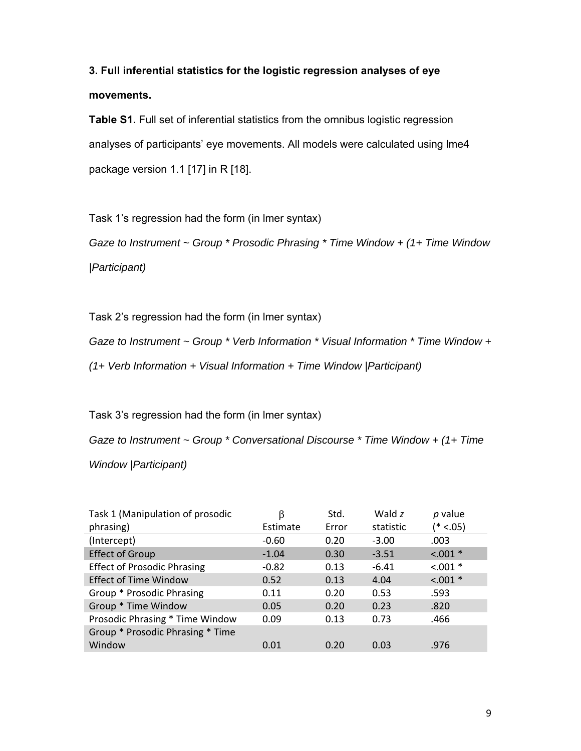### 3. Full inferential statistics for the logistic regression analyses of eye movements.

**Table S1.** Full set of inferential statistics from the omnibus logistic regression analyses of participants' eye movements. All models were calculated using lme4 package version 1.1 [17] in R [18].

Task 1's regression had the form (in lmer syntax)

*Gaze to Instrument ~ Group * Prosodic Phrasing * Time Window + (1+ Time Window |Participant)*

Task 2's regression had the form (in lmer syntax)

*Gaze to Instrument ~ Group * Verb Information * Visual Information * Time Window + (1+ Verb Information + Visual Information + Time Window |Participant)*

Task 3's regression had the form (in lmer syntax)

*Gaze to Instrument ~ Group * Conversational Discourse * Time Window + (1+ Time Window |Participant)*

| Task 1 (Manipulation of prosodic phrasing) | $\beta$ Estimate | Std. Error | Wald *z* statistic | *p* value (* <.05) |
|---|---|---|---|---|
| (Intercept) | -0.60 | 0.20 | -3.00 | .003 |
| Effect of Group | -1.04 | 0.30 | -3.51 | <.001 * |
| Effect of Prosodic Phrasing | -0.82 | 0.13 | -6.41 | <.001 * |
| Effect of Time Window | 0.52 | 0.13 | 4.04 | <.001 * |
| Group * Prosodic Phrasing | 0.11 | 0.20 | 0.53 | .593 |
| Group * Time Window | 0.05 | 0.20 | 0.23 | .820 |
| Prosodic Phrasing * Time Window | 0.09 | 0.13 | 0.73 | .466 |
| Group * Prosodic Phrasing * Time Window | 0.01 | 0.20 | 0.03 | .976 |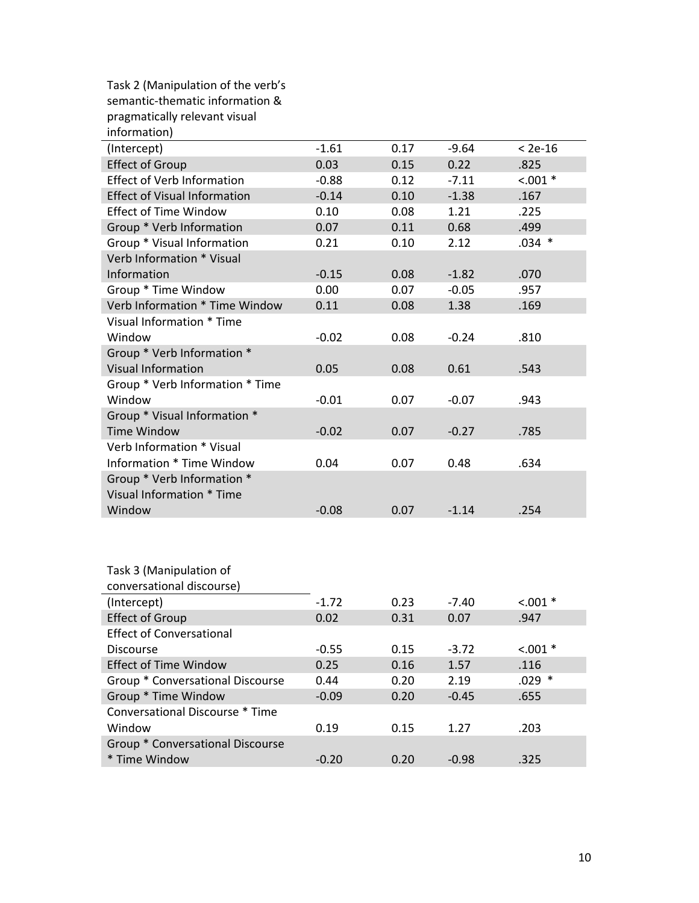| Task 2 (Manipulation of the verb's semantic-thematic information & pragmatically relevant visual information) | | | | |
|---|---|---|---|---|
| (Intercept) | -1.61 | 0.17 | -9.64 | < 2e-16 |
| Effect of Group | 0.03 | 0.15 | 0.22 | .825 |
| Effect of Verb Information | -0.88 | 0.12 | -7.11 | <.001 * |
| Effect of Visual Information | -0.14 | 0.10 | -1.38 | .167 |
| Effect of Time Window | 0.10 | 0.08 | 1.21 | .225 |
| Group * Verb Information | 0.07 | 0.11 | 0.68 | .499 |
| Group * Visual Information | 0.21 | 0.10 | 2.12 | .034 * |
| Verb Information * Visual Information | -0.15 | 0.08 | -1.82 | .070 |
| Group * Time Window | 0.00 | 0.07 | -0.05 | .957 |
| Verb Information * Time Window | 0.11 | 0.08 | 1.38 | .169 |
| Visual Information * Time Window | -0.02 | 0.08 | -0.24 | .810 |
| Group * Verb Information * Visual Information | 0.05 | 0.08 | 0.61 | .543 |
| Group * Verb Information * Time Window | -0.01 | 0.07 | -0.07 | .943 |
| Group * Visual Information * Time Window | -0.02 | 0.07 | -0.27 | .785 |
| Verb Information * Visual Information * Time Window | 0.04 | 0.07 | 0.48 | .634 |
| Group * Verb Information * Visual Information * Time Window | -0.08 | 0.07 | -1.14 | .254 |

| Task 3 (Manipulation of conversational discourse) | | | | |
|---|---|---|---|---|
| (Intercept) | -1.72 | 0.23 | -7.40 | <.001 * |
| Effect of Group | 0.02 | 0.31 | 0.07 | .947 |
| Effect of Conversational Discourse | -0.55 | 0.15 | -3.72 | <.001 * |
| Effect of Time Window | 0.25 | 0.16 | 1.57 | .116 |
| Group * Conversational Discourse | 0.44 | 0.20 | 2.19 | .029 * |
| Group * Time Window | -0.09 | 0.20 | -0.45 | .655 |
| Conversational Discourse * Time Window | 0.19 | 0.15 | 1.27 | .203 |
| Group * Conversational Discourse * Time Window | -0.20 | 0.20 | -0.98 | .325 |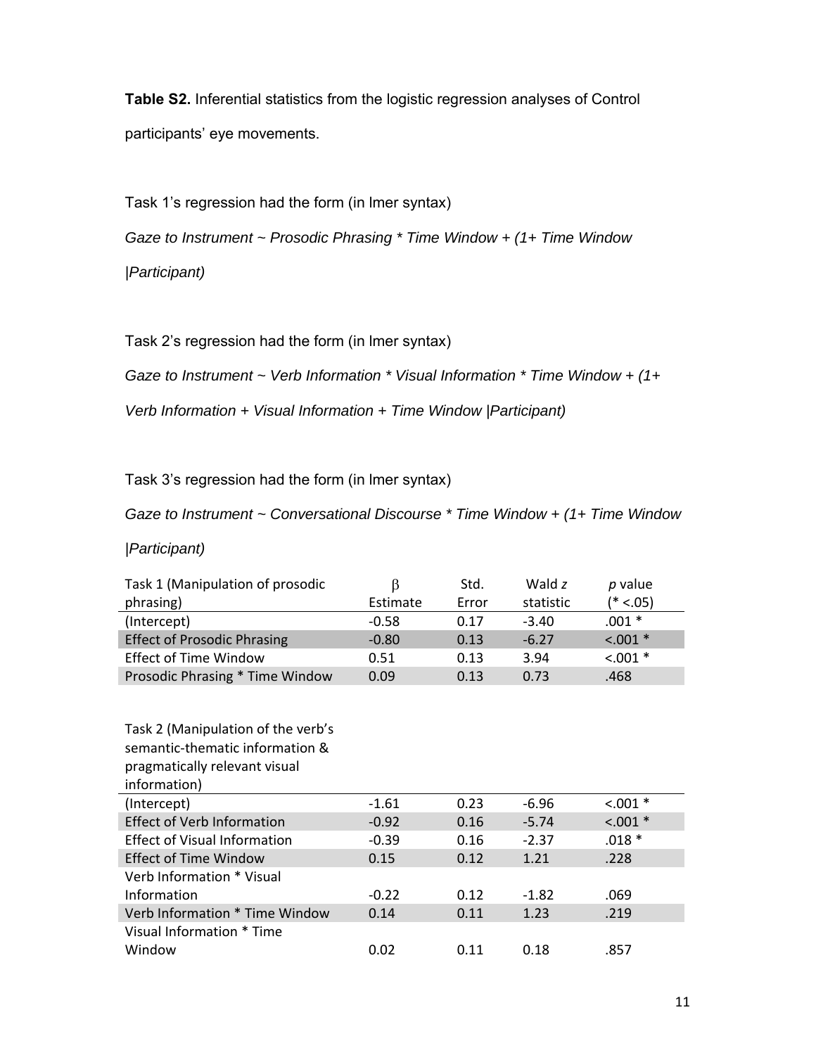**Table S2.** Inferential statistics from the logistic regression analyses of Control participants' eye movements.

Task 1's regression had the form (in lmer syntax)

*Gaze to Instrument ~ Prosodic Phrasing * Time Window + (1+ Time Window |Participant)*

Task 2's regression had the form (in lmer syntax)

*Gaze to Instrument ~ Verb Information * Visual Information * Time Window + (1+ Verb Information + Visual Information + Time Window |Participant)*

Task 3's regression had the form (in lmer syntax)

*Gaze to Instrument ~ Conversational Discourse * Time Window + (1+ Time Window |Participant)*

| Task 1 (Manipulation of prosodic phrasing) | β Estimate | Std. Error | Wald *z* statistic | *p* value (* <.05) |
|---|---|---|---|---|
| (Intercept) | -0.58 | 0.17 | -3.40 | .001 * |
| Effect of Prosodic Phrasing | -0.80 | 0.13 | -6.27 | <.001 * |
| Effect of Time Window | 0.51 | 0.13 | 3.94 | <.001 * |
| Prosodic Phrasing * Time Window | 0.09 | 0.13 | 0.73 | .468 |

| Task 2 (Manipulation of the verb's semantic-thematic information & pragmatically relevant visual information) | | | | |
|---|---|---|---|---|
| (Intercept) | -1.61 | 0.23 | -6.96 | <.001 * |
| Effect of Verb Information | -0.92 | 0.16 | -5.74 | <.001 * |
| Effect of Visual Information | -0.39 | 0.16 | -2.37 | .018 * |
| Effect of Time Window | 0.15 | 0.12 | 1.21 | .228 |
| Verb Information * Visual Information | -0.22 | 0.12 | -1.82 | .069 |
| Verb Information * Time Window | 0.14 | 0.11 | 1.23 | .219 |
| Visual Information * Time Window | 0.02 | 0.11 | 0.18 | .857 |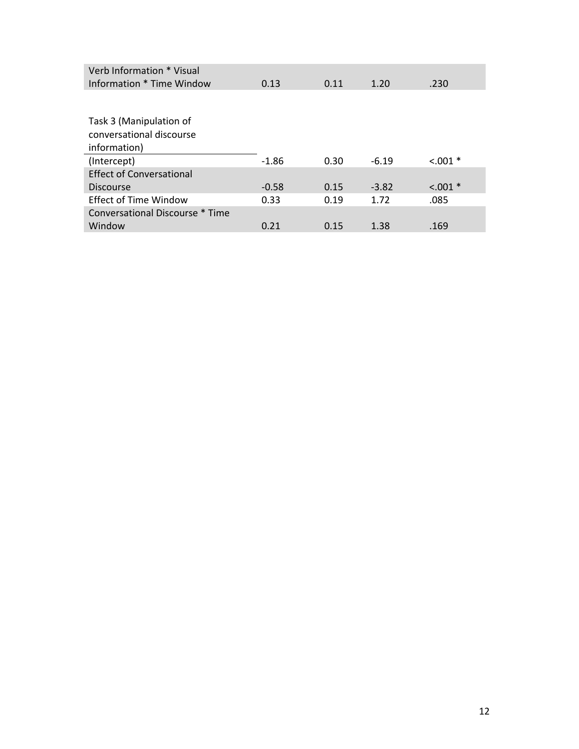| | | | | |
|---|---|---|---|---|
| Verb Information * Visual Information * Time Window | 0.13 | 0.11 | 1.20 | .230 |
| | | | | |
| Task 3 (Manipulation of conversational discourse information) | | | | |
| (Intercept) | -1.86 | 0.30 | -6.19 | <.001 * |
| Effect of Conversational Discourse | -0.58 | 0.15 | -3.82 | <.001 * |
| Effect of Time Window | 0.33 | 0.19 | 1.72 | .085 |
| Conversational Discourse * Time Window | 0.21 | 0.15 | 1.38 | .169 |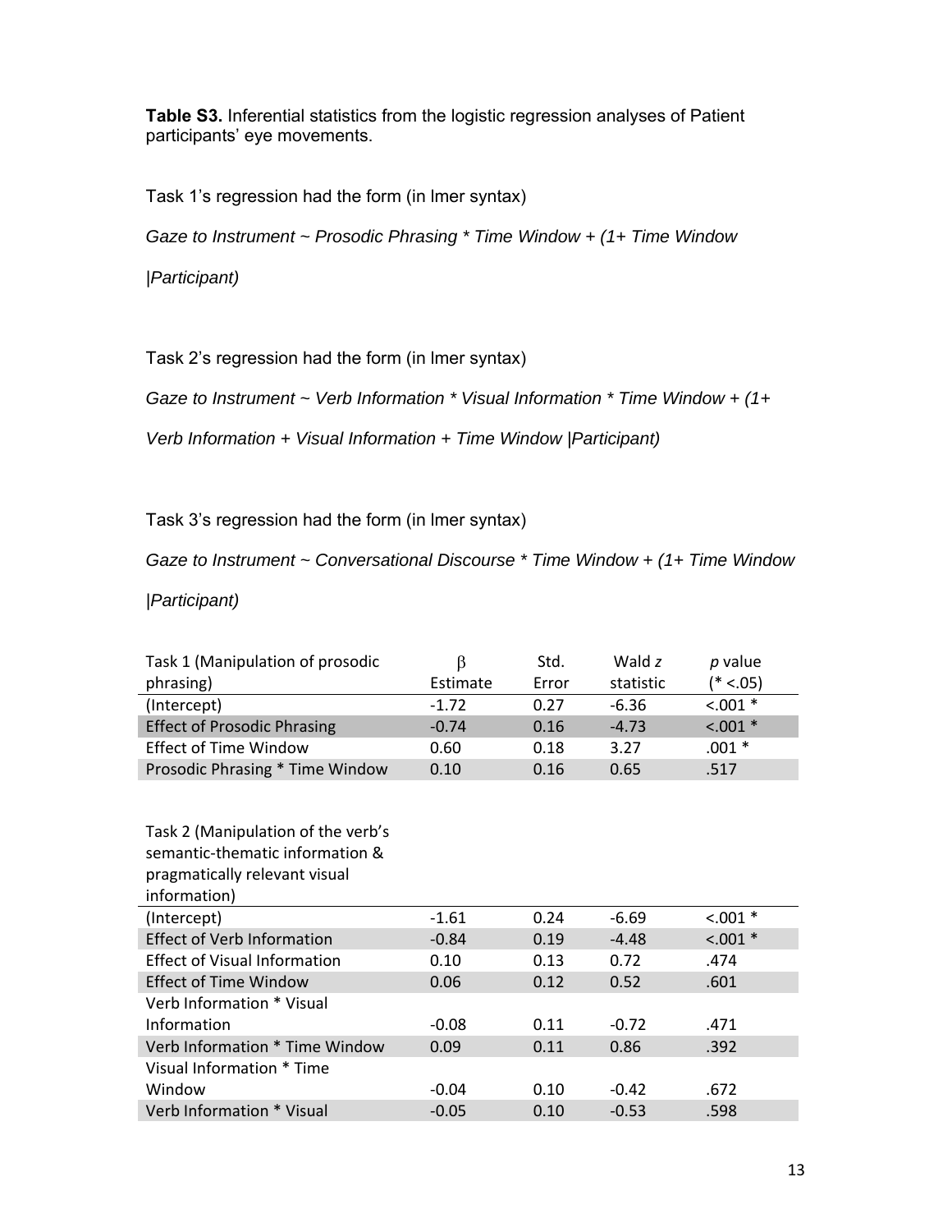**Table S3.** Inferential statistics from the logistic regression analyses of Patient participants' eye movements.

Task 1's regression had the form (in lmer syntax)

*Gaze to Instrument ~ Prosodic Phrasing * Time Window + (1+ Time Window |Participant)*

Task 2's regression had the form (in lmer syntax)

*Gaze to Instrument ~ Verb Information * Visual Information * Time Window + (1+ Verb Information + Visual Information + Time Window |Participant)*

Task 3's regression had the form (in lmer syntax)

*Gaze to Instrument ~ Conversational Discourse * Time Window + (1+ Time Window |Participant)*

| Task 1 (Manipulation of prosodic phrasing) | β Estimate | Std. Error | Wald *z* statistic | *p* value (* <.05) |
|---|---|---|---|---|
| (Intercept) | -1.72 | 0.27 | -6.36 | <.001 * |
| Effect of Prosodic Phrasing | -0.74 | 0.16 | -4.73 | <.001 * |
| Effect of Time Window | 0.60 | 0.18 | 3.27 | .001 * |
| Prosodic Phrasing * Time Window | 0.10 | 0.16 | 0.65 | .517 |

| Task 2 (Manipulation of the verb's semantic-thematic information & pragmatically relevant visual information) | | | | |
|---|---|---|---|---|
| (Intercept) | -1.61 | 0.24 | -6.69 | <.001 * |
| Effect of Verb Information | -0.84 | 0.19 | -4.48 | <.001 * |
| Effect of Visual Information | 0.10 | 0.13 | 0.72 | .474 |
| Effect of Time Window | 0.06 | 0.12 | 0.52 | .601 |
| Verb Information * Visual Information | -0.08 | 0.11 | -0.72 | .471 |
| Verb Information * Time Window | 0.09 | 0.11 | 0.86 | .392 |
| Visual Information * Time Window | -0.04 | 0.10 | -0.42 | .672 |
| Verb Information * Visual | -0.05 | 0.10 | -0.53 | .598 |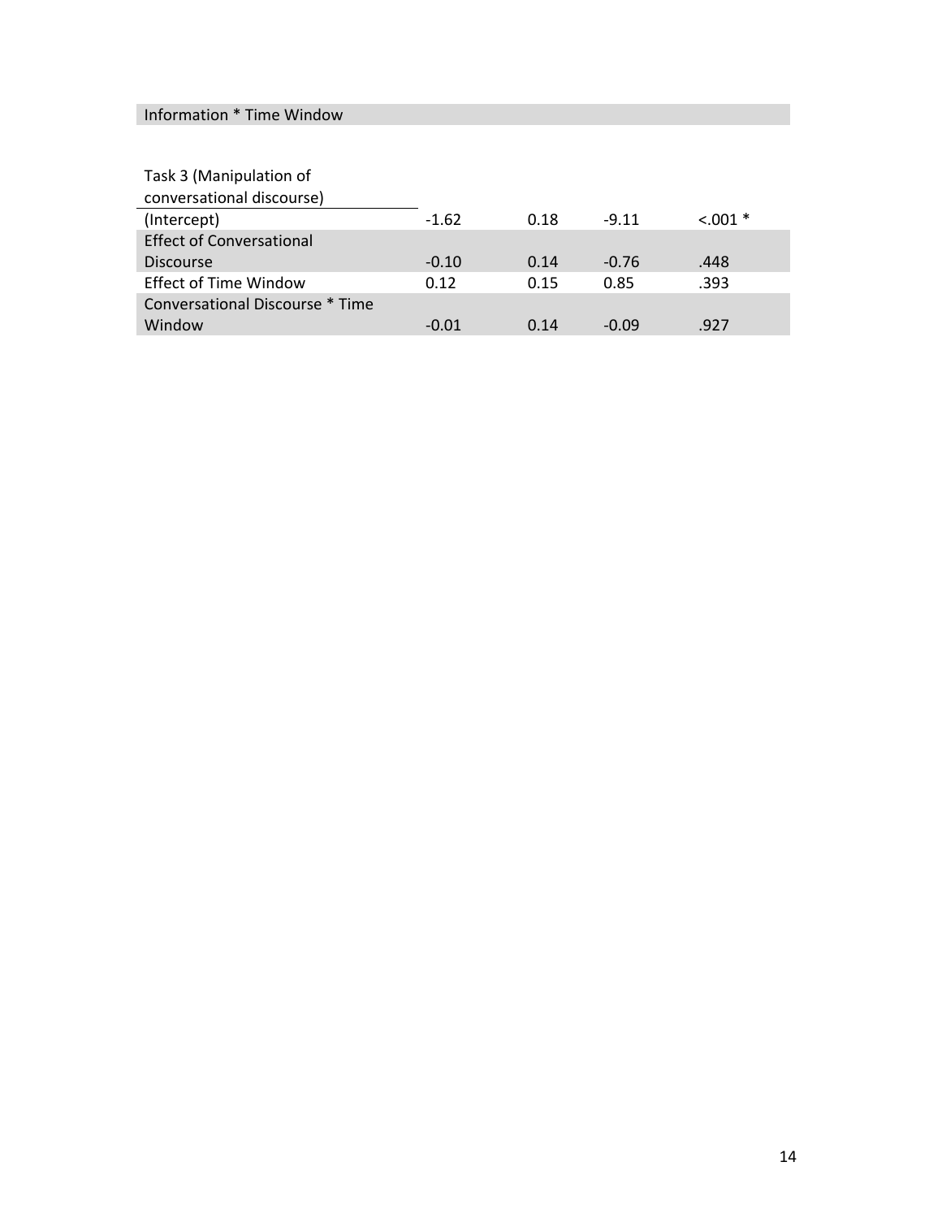| | | | | |
|---|---|---|---|---|
| Information * Time Window | | | | |
| | | | | |
| Task 3 (Manipulation of conversational discourse) | | | | |
| (Intercept) | -1.62 | 0.18 | -9.11 | <.001 * |
| Effect of Conversational Discourse | -0.10 | 0.14 | -0.76 | .448 |
| Effect of Time Window | 0.12 | 0.15 | 0.85 | .393 |
| Conversational Discourse * Time Window | -0.01 | 0.14 | -0.09 | .927 |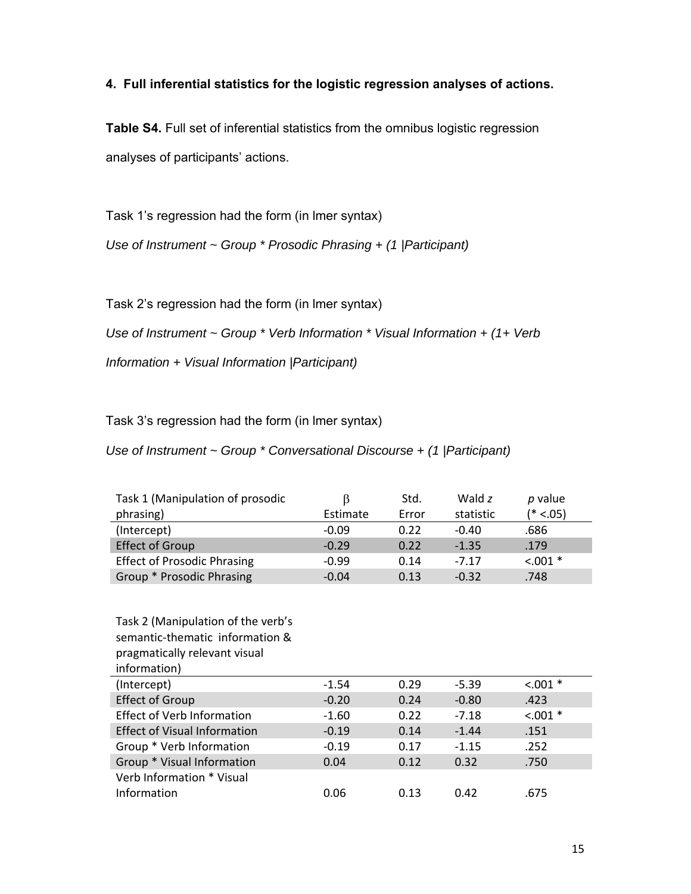**4. Full inferential statistics for the logistic regression analyses of actions.**

**Table S4.** Full set of inferential statistics from the omnibus logistic regression analyses of participants' actions.

Task 1's regression had the form (in lmer syntax)

*Use of Instrument ~ Group * Prosodic Phrasing + (1 |Participant)*

Task 2's regression had the form (in lmer syntax)

*Use of Instrument ~ Group * Verb Information * Visual Information + (1+ Verb Information + Visual Information |Participant)*

Task 3's regression had the form (in lmer syntax)

*Use of Instrument ~ Group * Conversational Discourse + (1 |Participant)*

| Task 1 (Manipulation of prosodic phrasing) | β Estimate | Std. Error | Wald *z* statistic | *p* value (* <.05) |
|---|---|---|---|---|
| (Intercept) | -0.09 | 0.22 | -0.40 | .686 |
| Effect of Group | -0.29 | 0.22 | -1.35 | .179 |
| Effect of Prosodic Phrasing | -0.99 | 0.14 | -7.17 | <.001 * |
| Group * Prosodic Phrasing | -0.04 | 0.13 | -0.32 | .748 |

| Task 2 (Manipulation of the verb's semantic-thematic information & pragmatically relevant visual information) | | | | |
|---|---|---|---|---|
| (Intercept) | -1.54 | 0.29 | -5.39 | <.001 * |
| Effect of Group | -0.20 | 0.24 | -0.80 | .423 |
| Effect of Verb Information | -1.60 | 0.22 | -7.18 | <.001 * |
| Effect of Visual Information | -0.19 | 0.14 | -1.44 | .151 |
| Group * Verb Information | -0.19 | 0.17 | -1.15 | .252 |
| Group * Visual Information | 0.04 | 0.12 | 0.32 | .750 |
| Verb Information * Visual Information | 0.06 | 0.13 | 0.42 | .675 |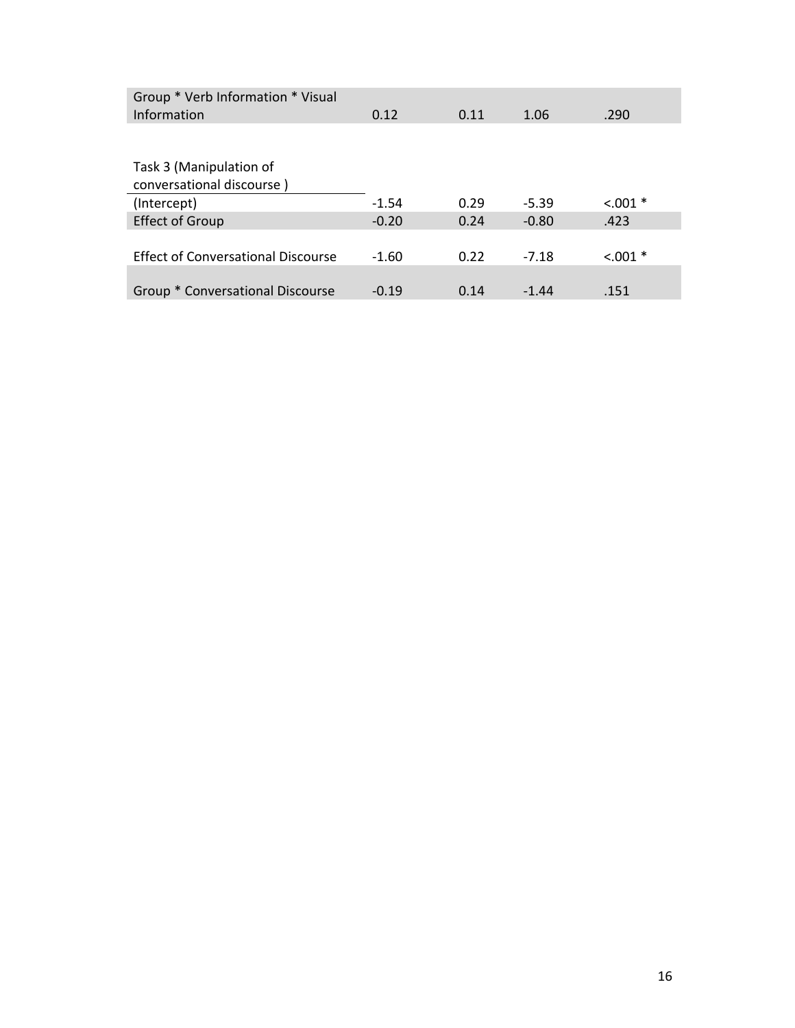| | | | | |
|---|---|---|---|---|
| Group * Verb Information * Visual Information | 0.12 | 0.11 | 1.06 | .290 |
| | | | | |
| Task 3 (Manipulation of conversational discourse ) | | | | |
| (Intercept) | -1.54 | 0.29 | -5.39 | <.001 * |
| Effect of Group | -0.20 | 0.24 | -0.80 | .423 |
| Effect of Conversational Discourse | -1.60 | 0.22 | -7.18 | <.001 * |
| Group * Conversational Discourse | -0.19 | 0.14 | -1.44 | .151 |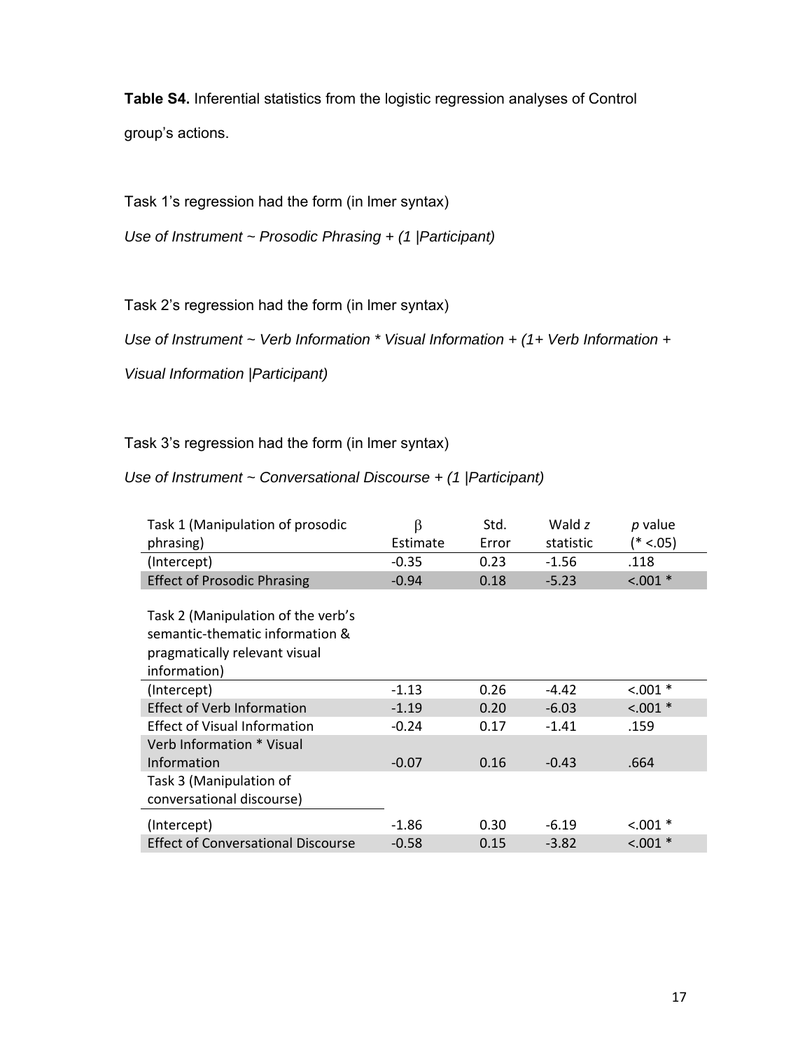**Table S4.** Inferential statistics from the logistic regression analyses of Control group's actions.

Task 1's regression had the form (in lmer syntax)

*Use of Instrument ~ Prosodic Phrasing + (1 |Participant)*

Task 2's regression had the form (in lmer syntax)

*Use of Instrument ~ Verb Information * Visual Information + (1+ Verb Information + Visual Information |Participant)*

Task 3's regression had the form (in lmer syntax)

*Use of Instrument ~ Conversational Discourse + (1 |Participant)*

| Task 1 (Manipulation of prosodic phrasing) | β Estimate | Std. Error | Wald *z* statistic | *p* value (* <.05) |
|---|---|---|---|---|
| (Intercept) | -0.35 | 0.23 | -1.56 | .118 |
| Effect of Prosodic Phrasing | -0.94 | 0.18 | -5.23 | <.001 * |
| **Task 2 (Manipulation of the verb's semantic-thematic information & pragmatically relevant visual information)** | | | | |
| (Intercept) | -1.13 | 0.26 | -4.42 | <.001 * |
| Effect of Verb Information | -1.19 | 0.20 | -6.03 | <.001 * |
| Effect of Visual Information | -0.24 | 0.17 | -1.41 | .159 |
| Verb Information * Visual Information | -0.07 | 0.16 | -0.43 | .664 |
| **Task 3 (Manipulation of conversational discourse)** | | | | |
| (Intercept) | -1.86 | 0.30 | -6.19 | <.001 * |
| Effect of Conversational Discourse | -0.58 | 0.15 | -3.82 | <.001 * |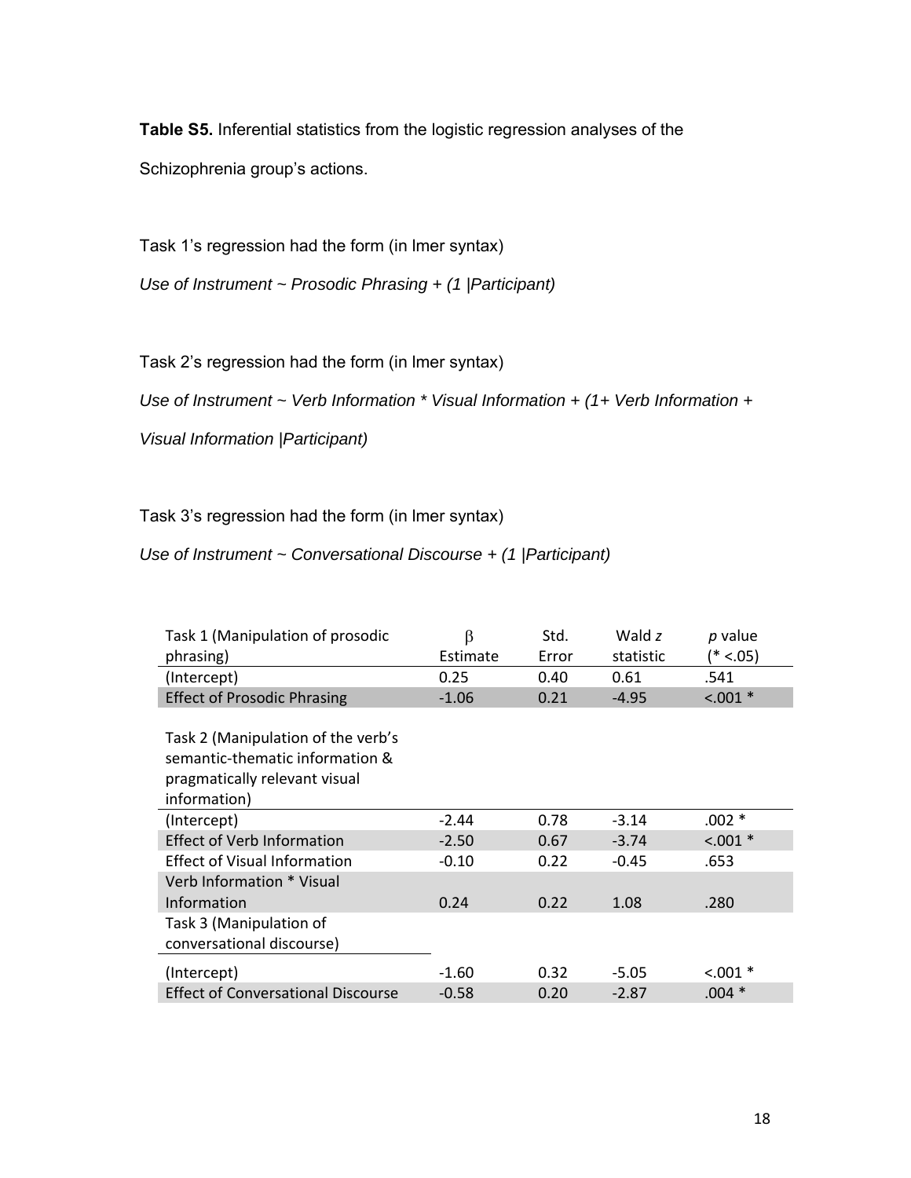**Table S5.** Inferential statistics from the logistic regression analyses of the Schizophrenia group's actions.

Task 1's regression had the form (in lmer syntax)

*Use of Instrument ~ Prosodic Phrasing + (1 |Participant)*

Task 2's regression had the form (in lmer syntax)

*Use of Instrument ~ Verb Information * Visual Information + (1+ Verb Information + Visual Information |Participant)*

Task 3's regression had the form (in lmer syntax)

*Use of Instrument ~ Conversational Discourse + (1 |Participant)*

| Task 1 (Manipulation of prosodic phrasing) | $\beta$ Estimate | Std. Error | Wald *z* statistic | *p* value (* <.05) |
|---|---|---|---|---|
| (Intercept) | 0.25 | 0.40 | 0.61 | .541 |
| Effect of Prosodic Phrasing | -1.06 | 0.21 | -4.95 | <.001 * |
| Task 2 (Manipulation of the verb's semantic-thematic information & pragmatically relevant visual information) | | | | |
| (Intercept) | -2.44 | 0.78 | -3.14 | .002 * |
| Effect of Verb Information | -2.50 | 0.67 | -3.74 | <.001 * |
| Effect of Visual Information | -0.10 | 0.22 | -0.45 | .653 |
| Verb Information * Visual Information | 0.24 | 0.22 | 1.08 | .280 |
| Task 3 (Manipulation of conversational discourse) | | | | |
| (Intercept) | -1.60 | 0.32 | -5.05 | <.001 * |
| Effect of Conversational Discourse | -0.58 | 0.20 | -2.87 | .004 * |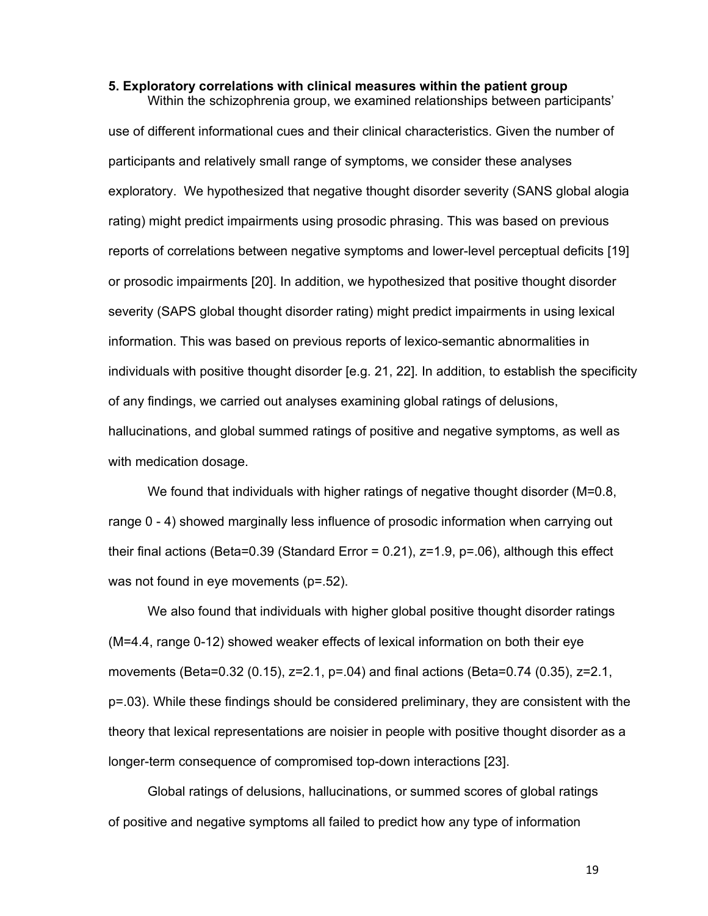### 5. Exploratory correlations with clinical measures within the patient group

Within the schizophrenia group, we examined relationships between participants' use of different informational cues and their clinical characteristics. Given the number of participants and relatively small range of symptoms, we consider these analyses exploratory. We hypothesized that negative thought disorder severity (SANS global alogia rating) might predict impairments using prosodic phrasing. This was based on previous reports of correlations between negative symptoms and lower-level perceptual deficits [19] or prosodic impairments [20]. In addition, we hypothesized that positive thought disorder severity (SAPS global thought disorder rating) might predict impairments in using lexical information. This was based on previous reports of lexico-semantic abnormalities in individuals with positive thought disorder [e.g. 21, 22]. In addition, to establish the specificity of any findings, we carried out analyses examining global ratings of delusions, hallucinations, and global summed ratings of positive and negative symptoms, as well as with medication dosage.

We found that individuals with higher ratings of negative thought disorder (M=0.8, range 0 - 4) showed marginally less influence of prosodic information when carrying out their final actions (Beta=0.39 (Standard Error = 0.21), $z=1.9$, $p=.06$), although this effect was not found in eye movements ($p=.52$).

We also found that individuals with higher global positive thought disorder ratings (M=4.4, range 0-12) showed weaker effects of lexical information on both their eye movements (Beta=0.32 (0.15), $z=2.1$, $p=.04$) and final actions (Beta=0.74 (0.35), $z=2.1$, $p=.03$). While these findings should be considered preliminary, they are consistent with the theory that lexical representations are noisier in people with positive thought disorder as a longer-term consequence of compromised top-down interactions [23].

Global ratings of delusions, hallucinations, or summed scores of global ratings of positive and negative symptoms all failed to predict how any type of information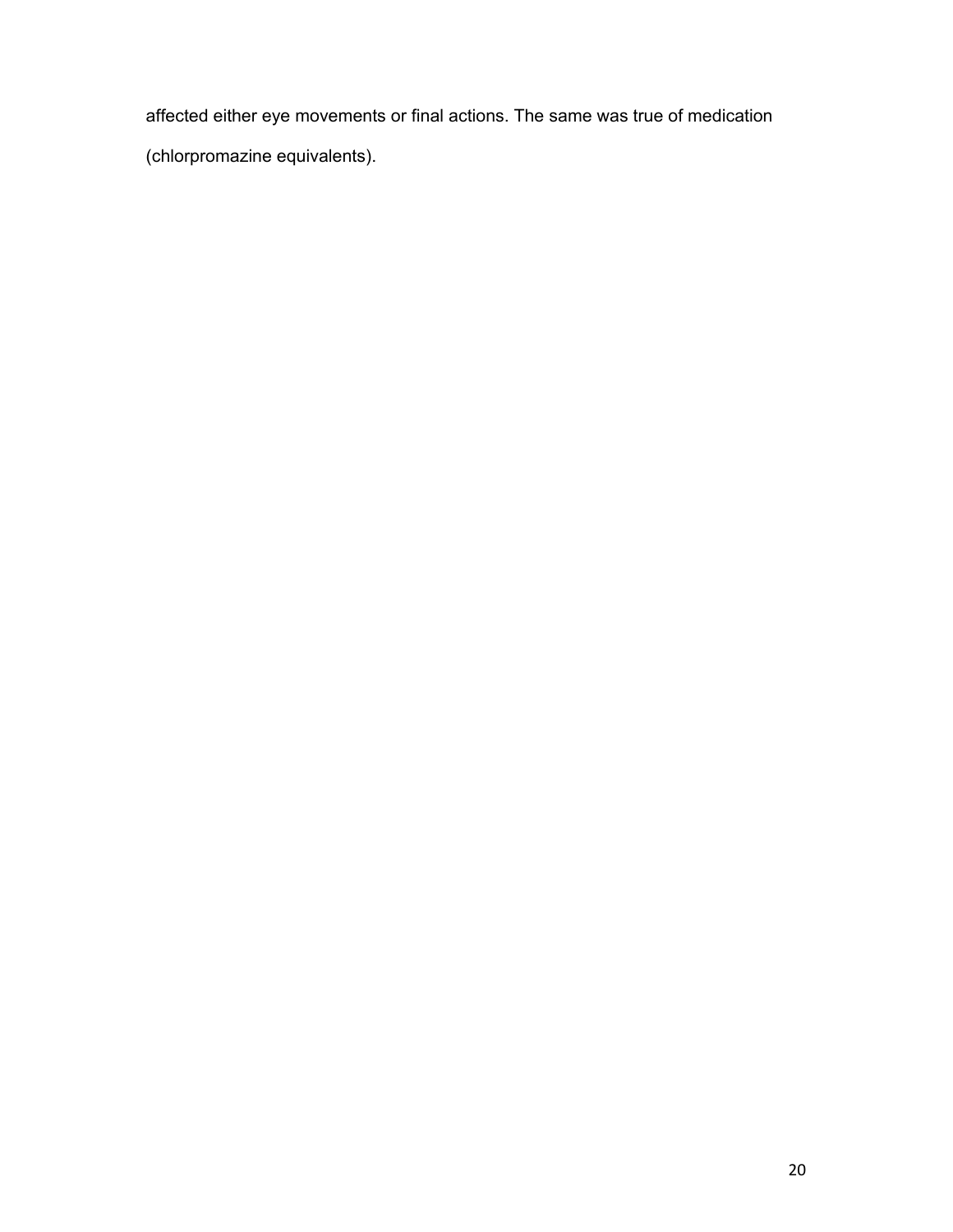affected either eye movements or final actions. The same was true of medication (chlorpromazine equivalents).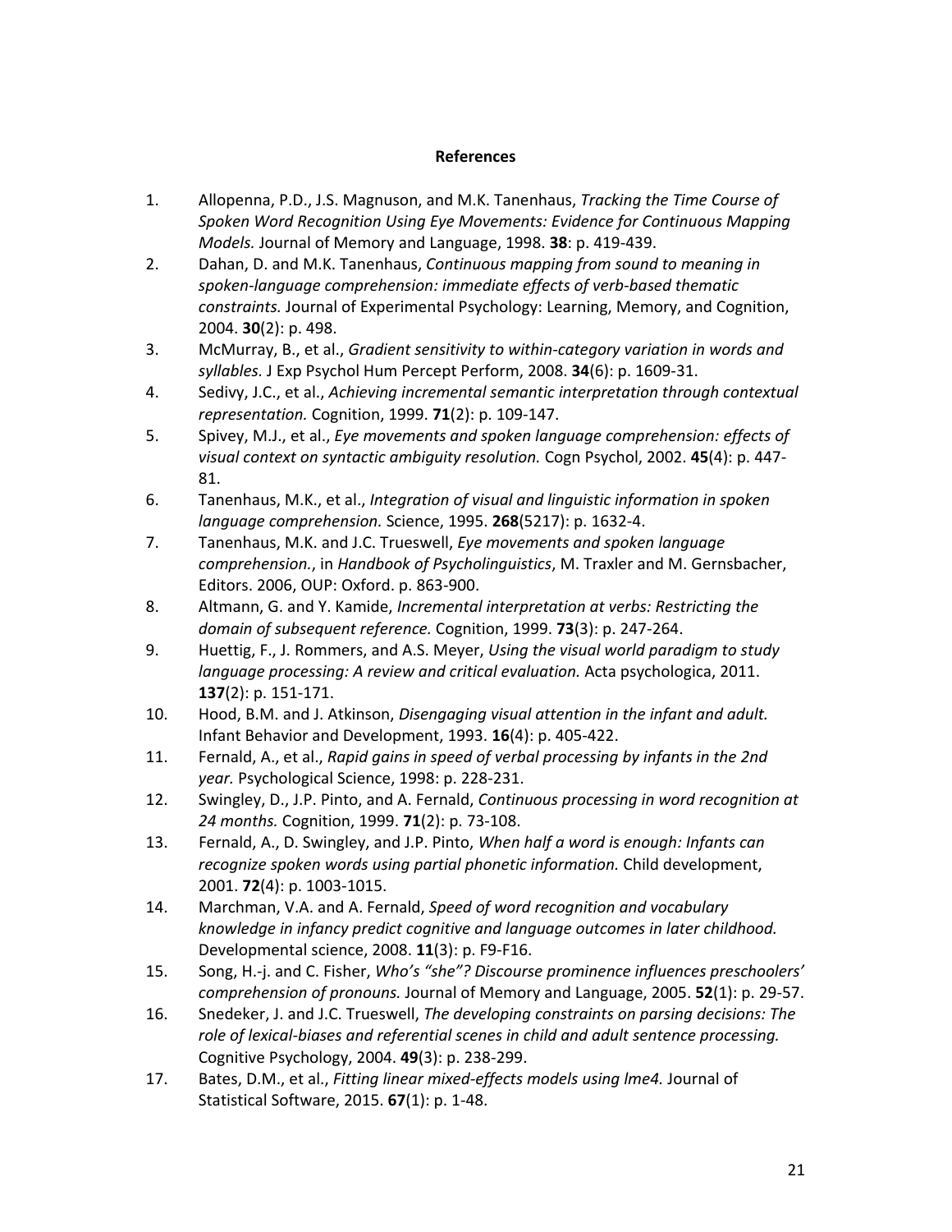## References

1. Allopenna, P.D., J.S. Magnuson, and M.K. Tanenhaus, *Tracking the Time Course of Spoken Word Recognition Using Eye Movements: Evidence for Continuous Mapping Models.* Journal of Memory and Language, 1998. **38**: p. 419-439.
2. Dahan, D. and M.K. Tanenhaus, *Continuous mapping from sound to meaning in spoken-language comprehension: immediate effects of verb-based thematic constraints.* Journal of Experimental Psychology: Learning, Memory, and Cognition, 2004. **30**(2): p. 498.
3. McMurray, B., et al., *Gradient sensitivity to within-category variation in words and syllables.* J Exp Psychol Hum Percept Perform, 2008. **34**(6): p. 1609-31.
4. Sedivy, J.C., et al., *Achieving incremental semantic interpretation through contextual representation.* Cognition, 1999. **71**(2): p. 109-147.
5. Spivey, M.J., et al., *Eye movements and spoken language comprehension: effects of visual context on syntactic ambiguity resolution.* Cogn Psychol, 2002. **45**(4): p. 447-81.
6. Tanenhaus, M.K., et al., *Integration of visual and linguistic information in spoken language comprehension.* Science, 1995. **268**(5217): p. 1632-4.
7. Tanenhaus, M.K. and J.C. Trueswell, *Eye movements and spoken language comprehension.*, in *Handbook of Psycholinguistics*, M. Traxler and M. Gernsbacher, Editors. 2006, OUP: Oxford. p. 863-900.
8. Altmann, G. and Y. Kamide, *Incremental interpretation at verbs: Restricting the domain of subsequent reference.* Cognition, 1999. **73**(3): p. 247-264.
9. Huettig, F., J. Rommers, and A.S. Meyer, *Using the visual world paradigm to study language processing: A review and critical evaluation.* Acta psychologica, 2011. **137**(2): p. 151-171.
10. Hood, B.M. and J. Atkinson, *Disengaging visual attention in the infant and adult.* Infant Behavior and Development, 1993. **16**(4): p. 405-422.
11. Fernald, A., et al., *Rapid gains in speed of verbal processing by infants in the 2nd year.* Psychological Science, 1998: p. 228-231.
12. Swingley, D., J.P. Pinto, and A. Fernald, *Continuous processing in word recognition at 24 months.* Cognition, 1999. **71**(2): p. 73-108.
13. Fernald, A., D. Swingley, and J.P. Pinto, *When half a word is enough: Infants can recognize spoken words using partial phonetic information.* Child development, 2001. **72**(4): p. 1003-1015.
14. Marchman, V.A. and A. Fernald, *Speed of word recognition and vocabulary knowledge in infancy predict cognitive and language outcomes in later childhood.* Developmental science, 2008. **11**(3): p. F9-F16.
15. Song, H.-j. and C. Fisher, *Who's "she"? Discourse prominence influences preschoolers' comprehension of pronouns.* Journal of Memory and Language, 2005. **52**(1): p. 29-57.
16. Snedeker, J. and J.C. Trueswell, *The developing constraints on parsing decisions: The role of lexical-biases and referential scenes in child and adult sentence processing.* Cognitive Psychology, 2004. **49**(3): p. 238-299.
17. Bates, D.M., et al., *Fitting linear mixed-effects models using lme4.* Journal of Statistical Software, 2015. **67**(1): p. 1-48.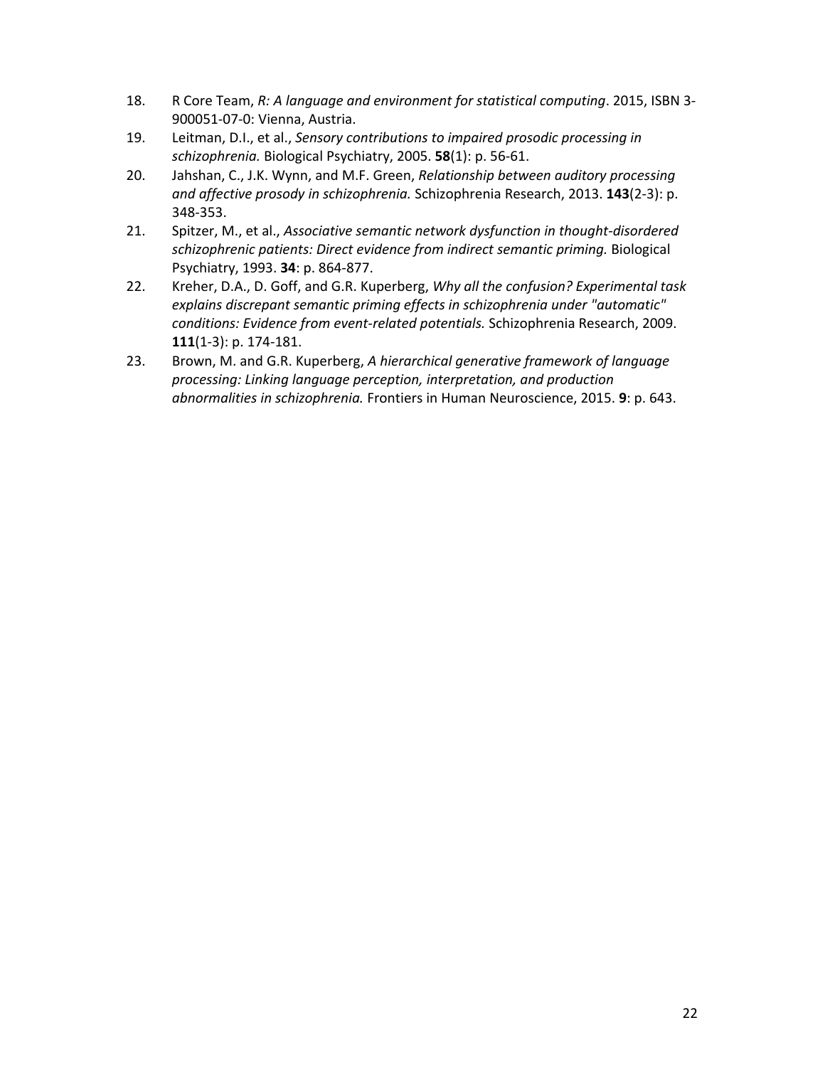18. R Core Team, *R: A language and environment for statistical computing*. 2015, ISBN 3-900051-07-0: Vienna, Austria.
19. Leitman, D.I., et al., *Sensory contributions to impaired prosodic processing in schizophrenia.* Biological Psychiatry, 2005. **58**(1): p. 56-61.
20. Jahshan, C., J.K. Wynn, and M.F. Green, *Relationship between auditory processing and affective prosody in schizophrenia.* Schizophrenia Research, 2013. **143**(2-3): p. 348-353.
21. Spitzer, M., et al., *Associative semantic network dysfunction in thought-disordered schizophrenic patients: Direct evidence from indirect semantic priming.* Biological Psychiatry, 1993. **34**: p. 864-877.
22. Kreher, D.A., D. Goff, and G.R. Kuperberg, *Why all the confusion? Experimental task explains discrepant semantic priming effects in schizophrenia under "automatic" conditions: Evidence from event-related potentials.* Schizophrenia Research, 2009. **111**(1-3): p. 174-181.
23. Brown, M. and G.R. Kuperberg, *A hierarchical generative framework of language processing: Linking language perception, interpretation, and production abnormalities in schizophrenia.* Frontiers in Human Neuroscience, 2015. **9**: p. 643.